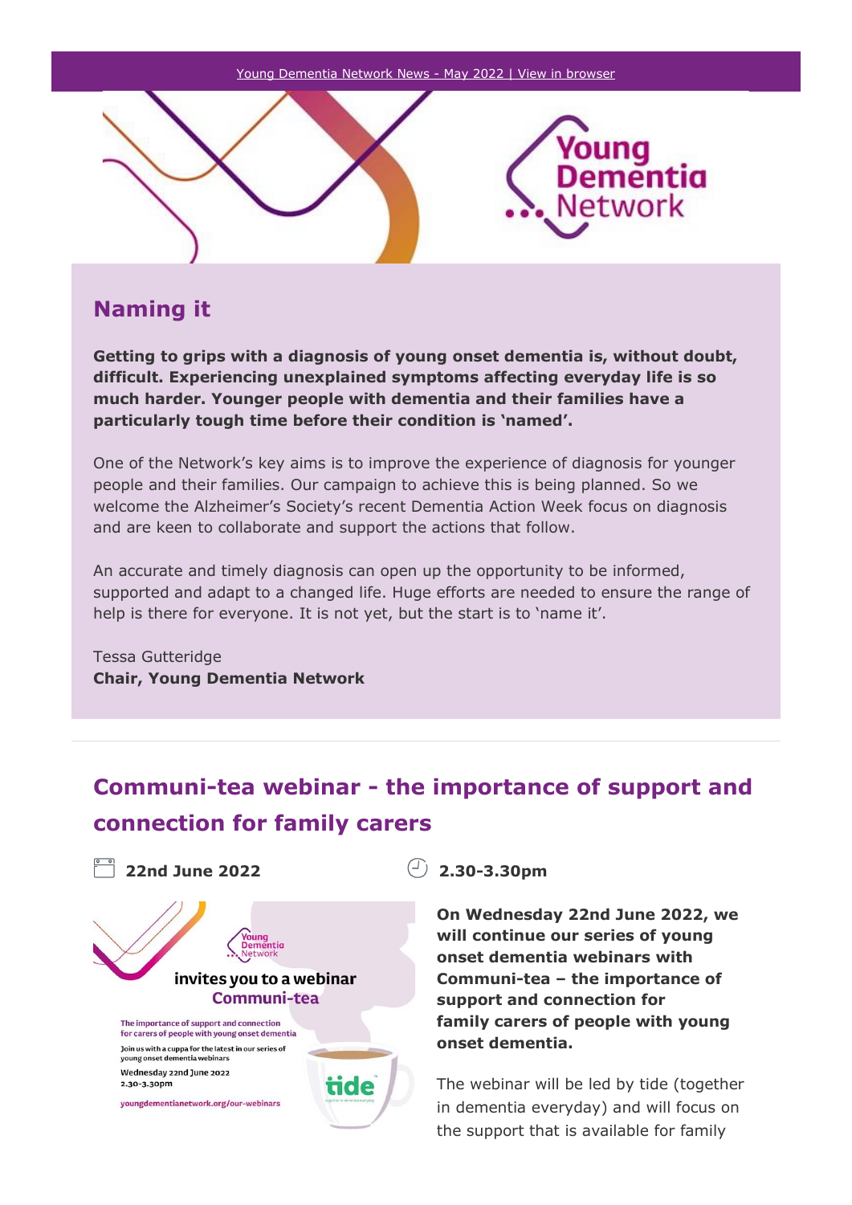Young Dementia Network News - May 2022 | View in browser

## Naming it

**Getting to grips with a diagnosis of young onset dementia is, without doubt, difficult. Experiencing unexplained symptoms affecting everyday life is so much harder. Younger people with dementia and their families have a particularly tough time before their condition is 'named'.**

One of the Network's key aims is to improve the experience of diagnosis for younger people and their families. Our campaign to achieve this is being planned. So we welcome the Alzheimer's Society's recent Dementia Action Week focus on diagnosis and are keen to collaborate and support the actions that follow.

An accurate and timely diagnosis can open up the opportunity to be informed, supported and adapt to a changed life. Huge efforts are needed to ensure the range of help is there for everyone. It is not yet, but the start is to 'name it'.

Tessa Gutteridge
**Chair, Young Dementia Network**

## Communi-tea webinar - the importance of support and connection for family carers

**22nd June 2022**

**2.30-3.30pm**

**On Wednesday 22nd June 2022, we will continue our series of young onset dementia webinars with Communi-tea – the importance of support and connection for family carers of people with young onset dementia.**

The webinar will be led by tide (together in dementia everyday) and will focus on the support that is available for family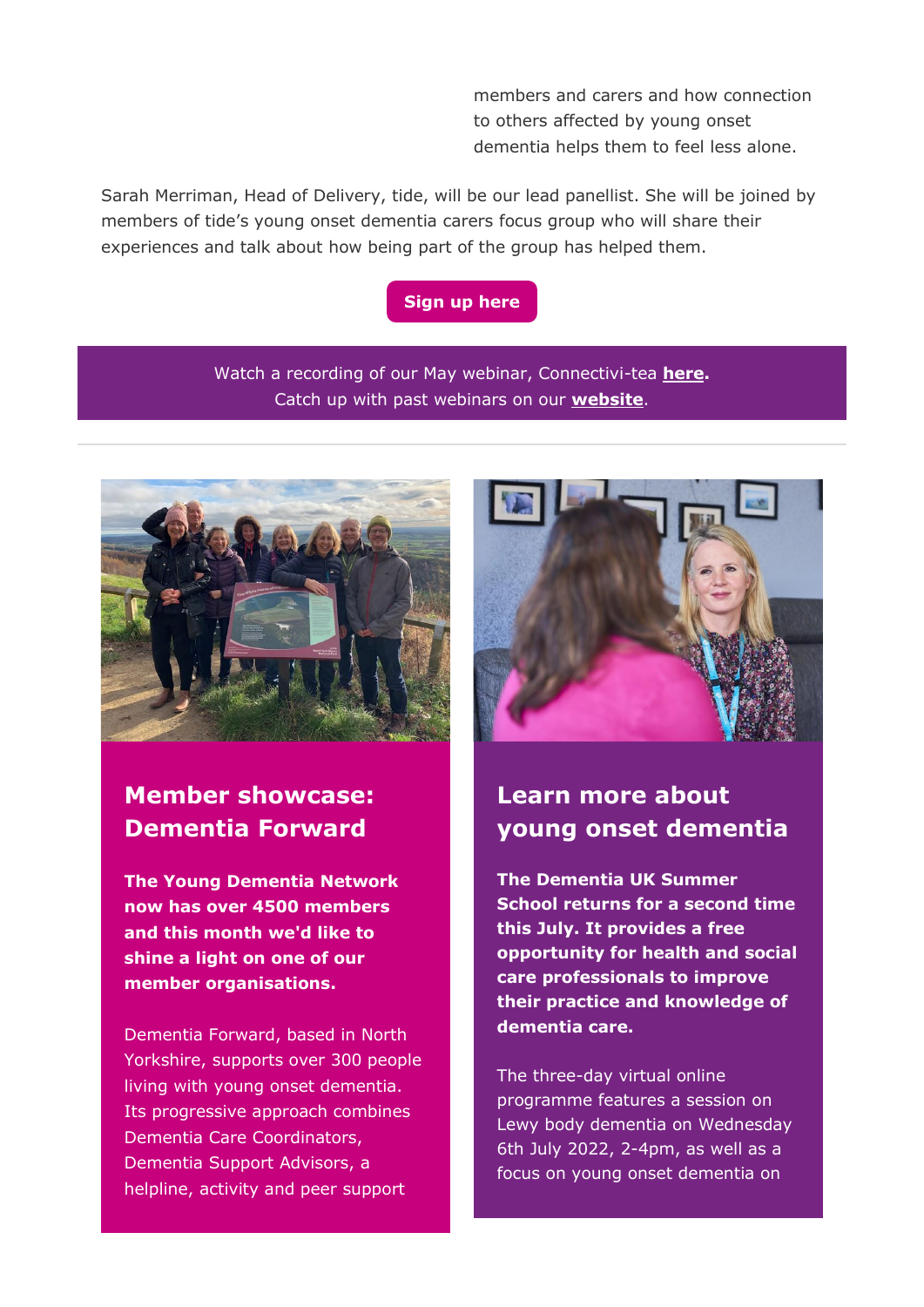members and carers and how connection to others affected by young onset dementia helps them to feel less alone.

Sarah Merriman, Head of Delivery, tide, will be our lead panellist. She will be joined by members of tide's young onset dementia carers focus group who will share their experiences and talk about how being part of the group has helped them.

**Sign up here**

Watch a recording of our May webinar, Connectivi-tea **here.**
Catch up with past webinars on our **website**.

---

## Member showcase: Dementia Forward

**The Young Dementia Network now has over 4500 members and this month we'd like to shine a light on one of our member organisations.**

Dementia Forward, based in North Yorkshire, supports over 300 people living with young onset dementia. Its progressive approach combines Dementia Care Coordinators, Dementia Support Advisors, a helpline, activity and peer support

## Learn more about young onset dementia

**The Dementia UK Summer School returns for a second time this July. It provides a free opportunity for health and social care professionals to improve their practice and knowledge of dementia care.**

The three-day virtual online programme features a session on Lewy body dementia on Wednesday 6th July 2022, 2-4pm, as well as a focus on young onset dementia on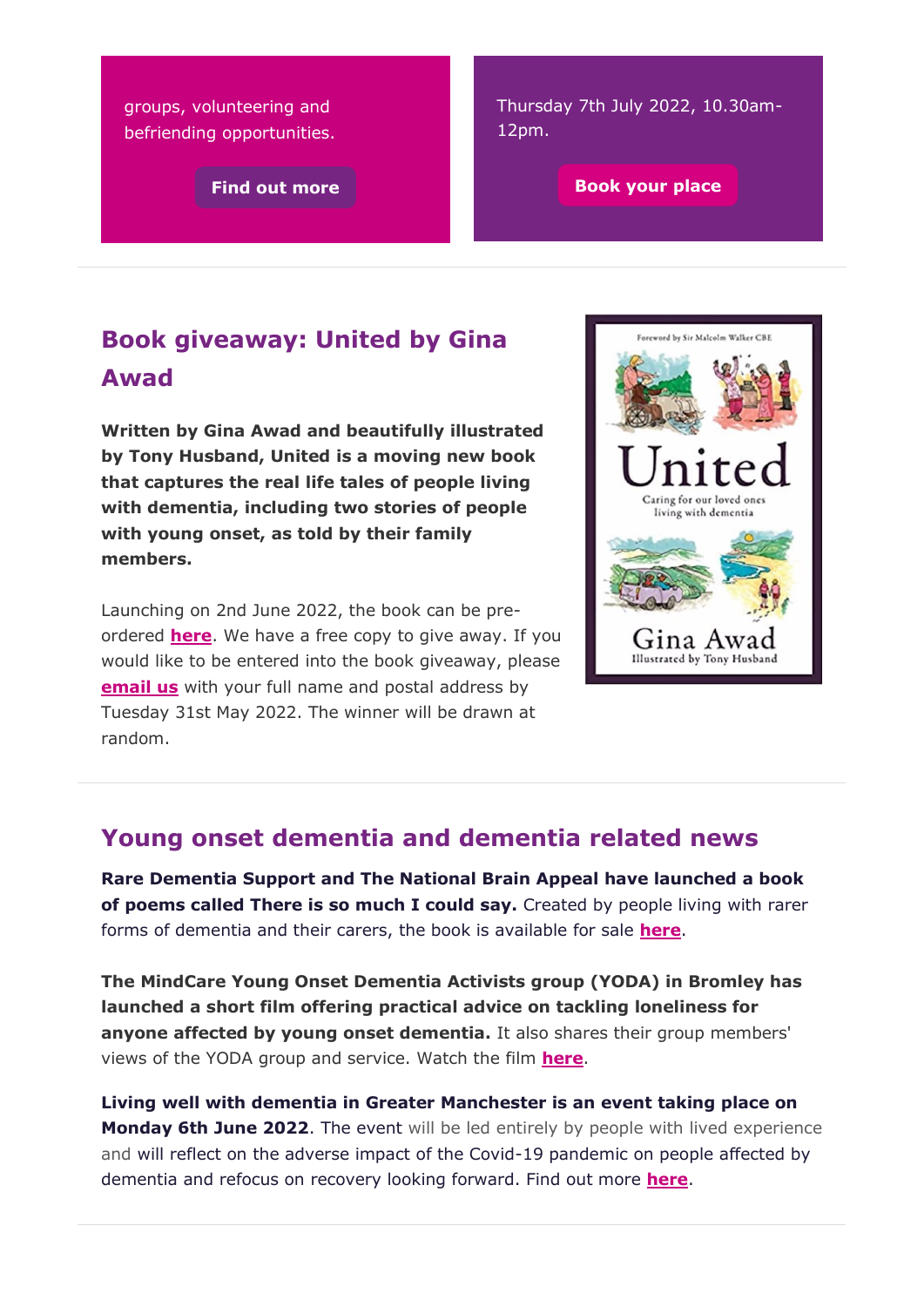groups, volunteering and befriending opportunities.

**Find out more**

Thursday 7th July 2022, 10.30am-12pm.

**Book your place**

## Book giveaway: United by Gina Awad

**Written by Gina Awad and beautifully illustrated by Tony Husband, United is a moving new book that captures the real life tales of people living with dementia, including two stories of people with young onset, as told by their family members.**

Launching on 2nd June 2022, the book can be pre-ordered **here**. We have a free copy to give away. If you would like to be entered into the book giveaway, please **email us** with your full name and postal address by Tuesday 31st May 2022. The winner will be drawn at random.

## Young onset dementia and dementia related news

**Rare Dementia Support and The National Brain Appeal have launched a book of poems called There is so much I could say.** Created by people living with rarer forms of dementia and their carers, the book is available for sale **here**.

**The MindCare Young Onset Dementia Activists group (YODA) in Bromley has launched a short film offering practical advice on tackling loneliness for anyone affected by young onset dementia.** It also shares their group members' views of the YODA group and service. Watch the film **here**.

**Living well with dementia in Greater Manchester is an event taking place on Monday 6th June 2022**. The event will be led entirely by people with lived experience and will reflect on the adverse impact of the Covid-19 pandemic on people affected by dementia and refocus on recovery looking forward. Find out more **here**.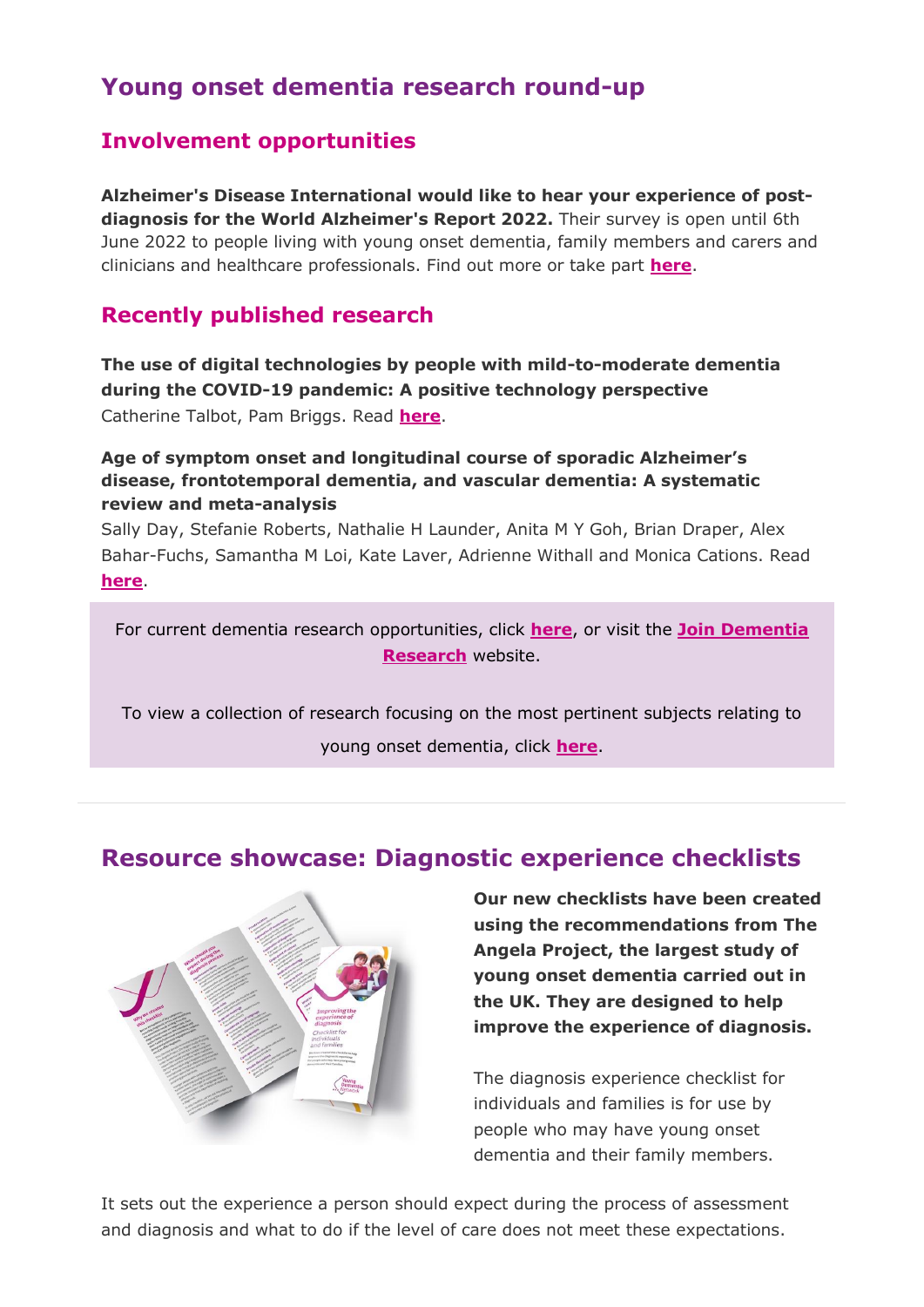# Young onset dementia research round-up

## Involvement opportunities

**Alzheimer's Disease International would like to hear your experience of post-diagnosis for the World Alzheimer's Report 2022.** Their survey is open until 6th June 2022 to people living with young onset dementia, family members and carers and clinicians and healthcare professionals. Find out more or take part **here**.

## Recently published research

**The use of digital technologies by people with mild-to-moderate dementia during the COVID-19 pandemic: A positive technology perspective**
Catherine Talbot, Pam Briggs. Read **here**.

**Age of symptom onset and longitudinal course of sporadic Alzheimer's disease, frontotemporal dementia, and vascular dementia: A systematic review and meta-analysis**
Sally Day, Stefanie Roberts, Nathalie H Launder, Anita M Y Goh, Brian Draper, Alex Bahar-Fuchs, Samantha M Loi, Kate Laver, Adrienne Withall and Monica Cations. Read **here**.

For current dementia research opportunities, click **here**, or visit the **Join Dementia Research** website.

To view a collection of research focusing on the most pertinent subjects relating to young onset dementia, click **here**.

---

# Resource showcase: Diagnostic experience checklists

**Our new checklists have been created using the recommendations from The Angela Project, the largest study of young onset dementia carried out in the UK. They are designed to help improve the experience of diagnosis.**

The diagnosis experience checklist for individuals and families is for use by people who may have young onset dementia and their family members.

It sets out the experience a person should expect during the process of assessment and diagnosis and what to do if the level of care does not meet these expectations.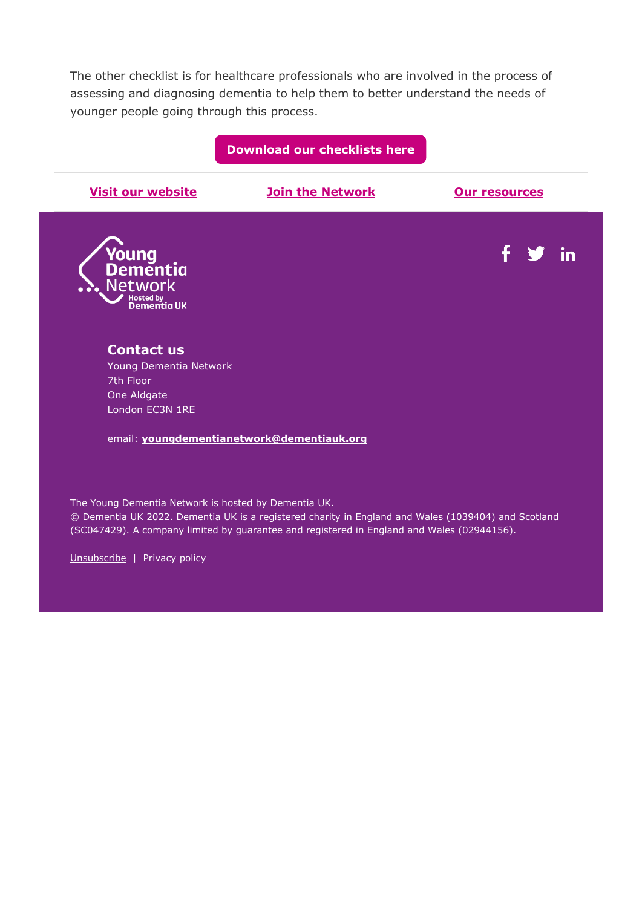The other checklist is for healthcare professionals who are involved in the process of assessing and diagnosing dementia to help them to better understand the needs of younger people going through this process.

**Download our checklists here**

**Visit our website** | **Join the Network** | **Our resources**

Young Dementia Network
Hosted by Dementia UK

## Contact us

Young Dementia Network
7th Floor
One Aldgate
London EC3N 1RE

email: **youngdementianetwork@dementiauk.org**

The Young Dementia Network is hosted by Dementia UK.
© Dementia UK 2022. Dementia UK is a registered charity in England and Wales (1039404) and Scotland (SC047429). A company limited by guarantee and registered in England and Wales (02944156).

Unsubscribe | Privacy policy